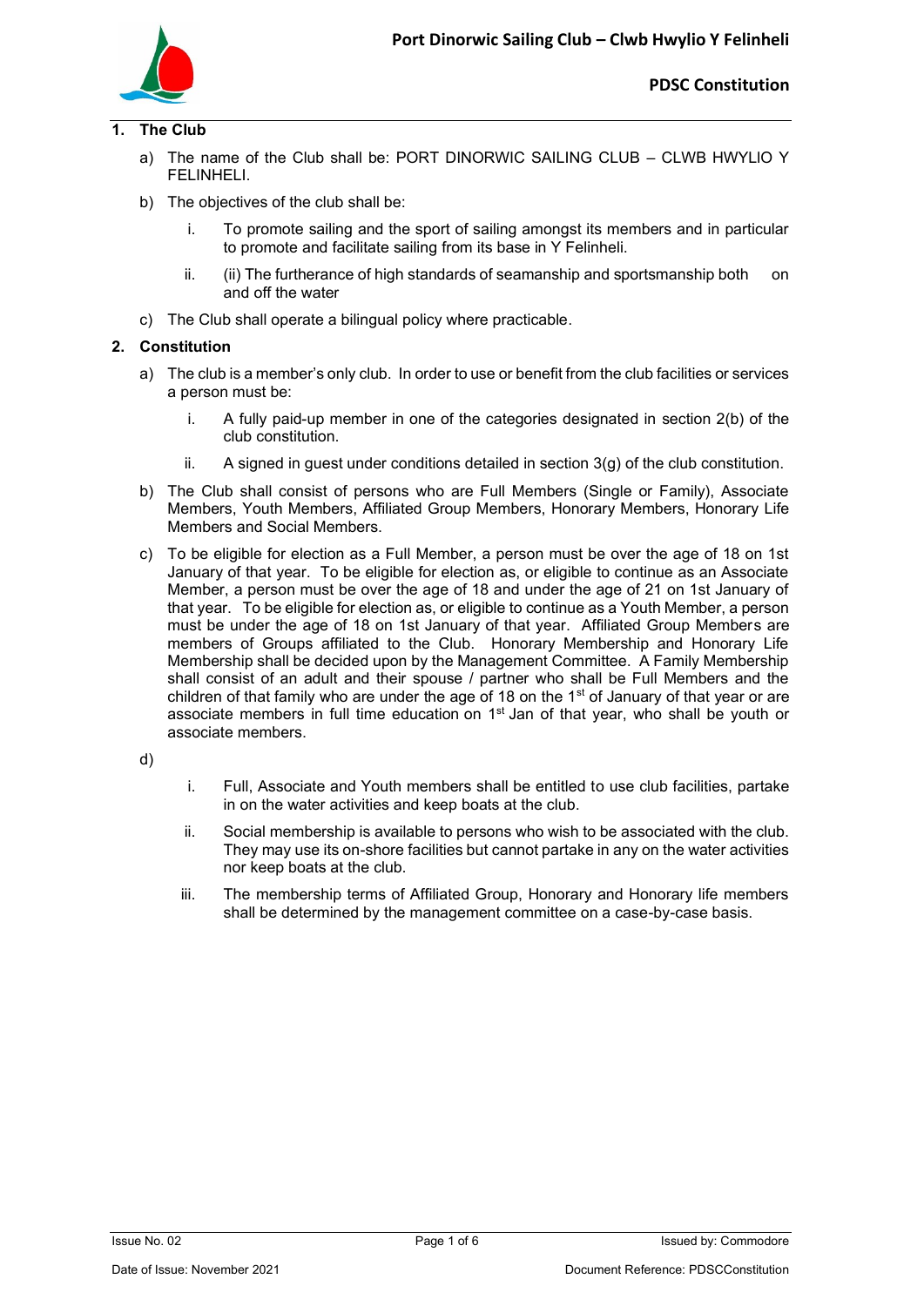## 1. The Club

a) The name of the Club shall be: PORT DINORWIC SAILING CLUB – CLWB HWYLIO Y FELINHELI.

b) The objectives of the club shall be:

   i. To promote sailing and the sport of sailing amongst its members and in particular to promote and facilitate sailing from its base in Y Felinheli.

   ii. (ii) The furtherance of high standards of seamanship and sportsmanship both on and off the water

c) The Club shall operate a bilingual policy where practicable.

## 2. Constitution

a) The club is a member's only club. In order to use or benefit from the club facilities or services a person must be:

   i. A fully paid-up member in one of the categories designated in section 2(b) of the club constitution.

   ii. A signed in guest under conditions detailed in section 3(g) of the club constitution.

b) The Club shall consist of persons who are Full Members (Single or Family), Associate Members, Youth Members, Affiliated Group Members, Honorary Members, Honorary Life Members and Social Members.

c) To be eligible for election as a Full Member, a person must be over the age of 18 on 1st January of that year. To be eligible for election as, or eligible to continue as an Associate Member, a person must be over the age of 18 and under the age of 21 on 1st January of that year. To be eligible for election as, or eligible to continue as a Youth Member, a person must be under the age of 18 on 1st January of that year. Affiliated Group Members are members of Groups affiliated to the Club. Honorary Membership and Honorary Life Membership shall be decided upon by the Management Committee. A Family Membership shall consist of an adult and their spouse / partner who shall be Full Members and the children of that family who are under the age of 18 on the 1st of January of that year or are associate members in full time education on 1st Jan of that year, who shall be youth or associate members.

d)

   i. Full, Associate and Youth members shall be entitled to use club facilities, partake in on the water activities and keep boats at the club.

   ii. Social membership is available to persons who wish to be associated with the club. They may use its on-shore facilities but cannot partake in any on the water activities nor keep boats at the club.

   iii. The membership terms of Affiliated Group, Honorary and Honorary life members shall be determined by the management committee on a case-by-case basis.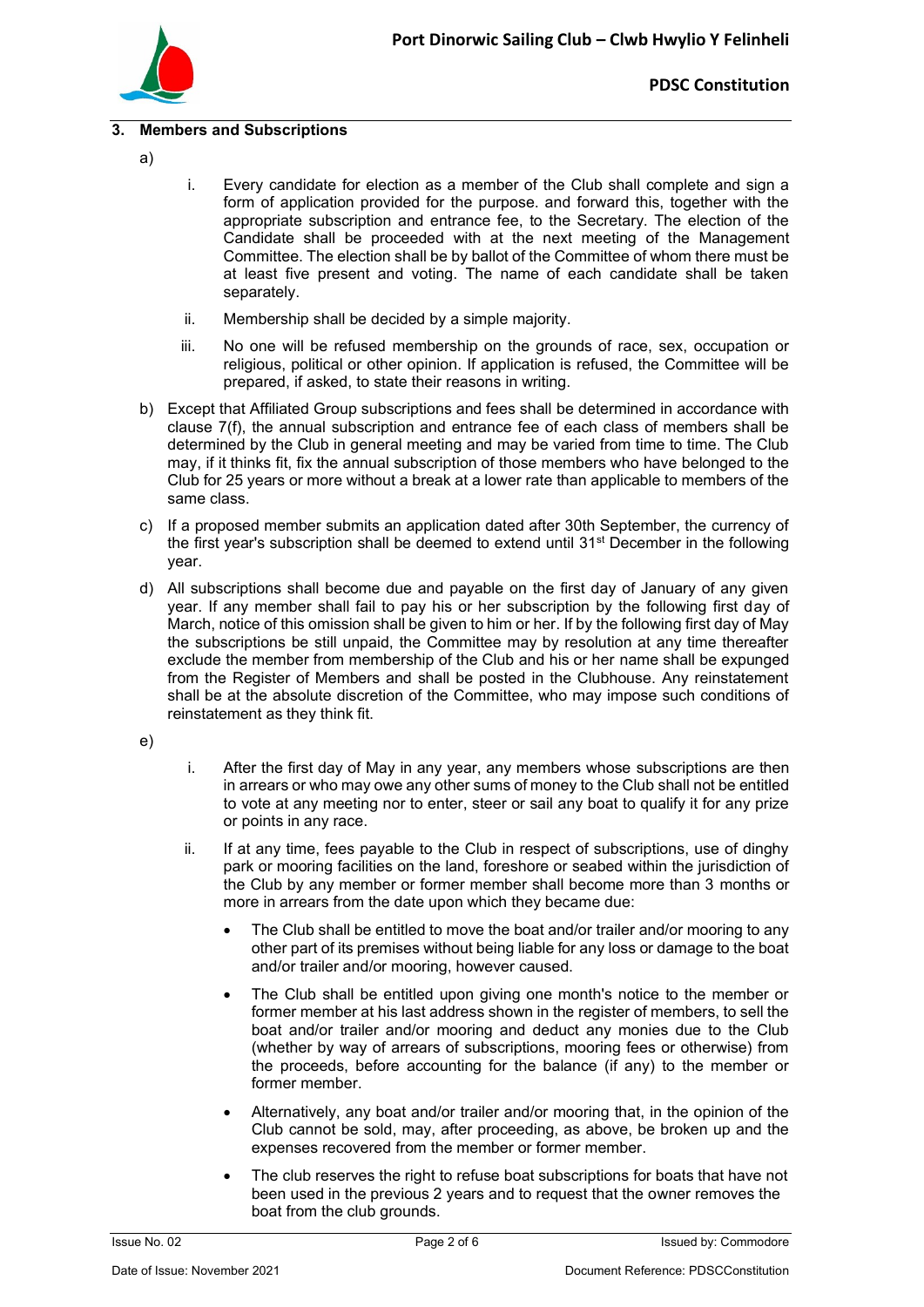## 3. Members and Subscriptions

a)

i. Every candidate for election as a member of the Club shall complete and sign a form of application provided for the purpose. and forward this, together with the appropriate subscription and entrance fee, to the Secretary. The election of the Candidate shall be proceeded with at the next meeting of the Management Committee. The election shall be by ballot of the Committee of whom there must be at least five present and voting. The name of each candidate shall be taken separately.

ii. Membership shall be decided by a simple majority.

iii. No one will be refused membership on the grounds of race, sex, occupation or religious, political or other opinion. If application is refused, the Committee will be prepared, if asked, to state their reasons in writing.

b) Except that Affiliated Group subscriptions and fees shall be determined in accordance with clause 7(f), the annual subscription and entrance fee of each class of members shall be determined by the Club in general meeting and may be varied from time to time. The Club may, if it thinks fit, fix the annual subscription of those members who have belonged to the Club for 25 years or more without a break at a lower rate than applicable to members of the same class.

c) If a proposed member submits an application dated after 30th September, the currency of the first year's subscription shall be deemed to extend until 31st December in the following year.

d) All subscriptions shall become due and payable on the first day of January of any given year. If any member shall fail to pay his or her subscription by the following first day of March, notice of this omission shall be given to him or her. If by the following first day of May the subscriptions be still unpaid, the Committee may by resolution at any time thereafter exclude the member from membership of the Club and his or her name shall be expunged from the Register of Members and shall be posted in the Clubhouse. Any reinstatement shall be at the absolute discretion of the Committee, who may impose such conditions of reinstatement as they think fit.

e)

i. After the first day of May in any year, any members whose subscriptions are then in arrears or who may owe any other sums of money to the Club shall not be entitled to vote at any meeting nor to enter, steer or sail any boat to qualify it for any prize or points in any race.

ii. If at any time, fees payable to the Club in respect of subscriptions, use of dinghy park or mooring facilities on the land, foreshore or seabed within the jurisdiction of the Club by any member or former member shall become more than 3 months or more in arrears from the date upon which they became due:

- The Club shall be entitled to move the boat and/or trailer and/or mooring to any other part of its premises without being liable for any loss or damage to the boat and/or trailer and/or mooring, however caused.
- The Club shall be entitled upon giving one month's notice to the member or former member at his last address shown in the register of members, to sell the boat and/or trailer and/or mooring and deduct any monies due to the Club (whether by way of arrears of subscriptions, mooring fees or otherwise) from the proceeds, before accounting for the balance (if any) to the member or former member.
- Alternatively, any boat and/or trailer and/or mooring that, in the opinion of the Club cannot be sold, may, after proceeding, as above, be broken up and the expenses recovered from the member or former member.
- The club reserves the right to refuse boat subscriptions for boats that have not been used in the previous 2 years and to request that the owner removes the boat from the club grounds.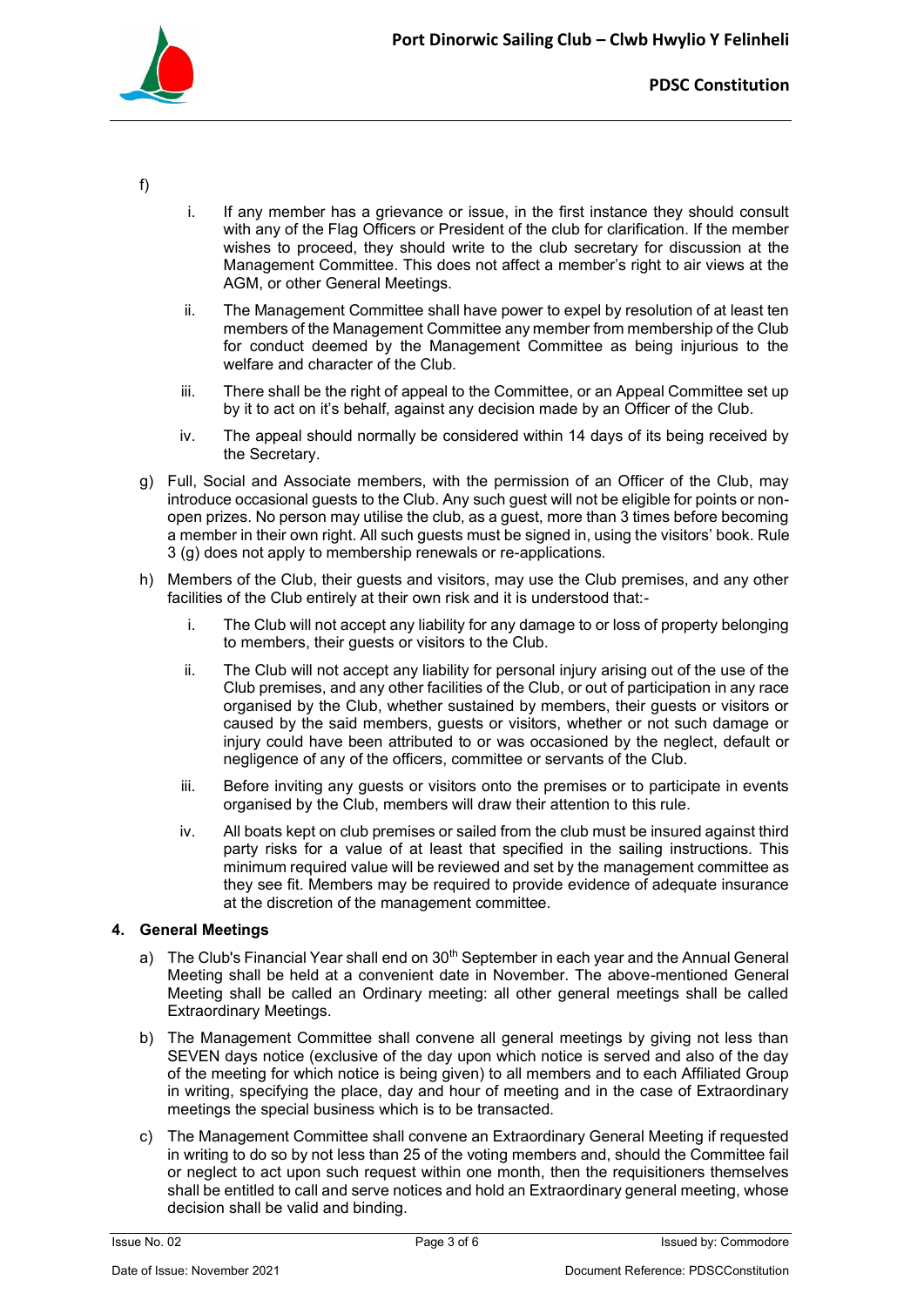f)

   i. If any member has a grievance or issue, in the first instance they should consult with any of the Flag Officers or President of the club for clarification. If the member wishes to proceed, they should write to the club secretary for discussion at the Management Committee. This does not affect a member's right to air views at the AGM, or other General Meetings.

   ii. The Management Committee shall have power to expel by resolution of at least ten members of the Management Committee any member from membership of the Club for conduct deemed by the Management Committee as being injurious to the welfare and character of the Club.

   iii. There shall be the right of appeal to the Committee, or an Appeal Committee set up by it to act on it's behalf, against any decision made by an Officer of the Club.

   iv. The appeal should normally be considered within 14 days of its being received by the Secretary.

g) Full, Social and Associate members, with the permission of an Officer of the Club, may introduce occasional guests to the Club. Any such guest will not be eligible for points or non-open prizes. No person may utilise the club, as a guest, more than 3 times before becoming a member in their own right. All such guests must be signed in, using the visitors' book. Rule 3 (g) does not apply to membership renewals or re-applications.

h) Members of the Club, their guests and visitors, may use the Club premises, and any other facilities of the Club entirely at their own risk and it is understood that:-

   i. The Club will not accept any liability for any damage to or loss of property belonging to members, their guests or visitors to the Club.

   ii. The Club will not accept any liability for personal injury arising out of the use of the Club premises, and any other facilities of the Club, or out of participation in any race organised by the Club, whether sustained by members, their guests or visitors or caused by the said members, guests or visitors, whether or not such damage or injury could have been attributed to or was occasioned by the neglect, default or negligence of any of the officers, committee or servants of the Club.

   iii. Before inviting any guests or visitors onto the premises or to participate in events organised by the Club, members will draw their attention to this rule.

   iv. All boats kept on club premises or sailed from the club must be insured against third party risks for a value of at least that specified in the sailing instructions. This minimum required value will be reviewed and set by the management committee as they see fit. Members may be required to provide evidence of adequate insurance at the discretion of the management committee.

## 4. General Meetings

a) The Club's Financial Year shall end on 30th September in each year and the Annual General Meeting shall be held at a convenient date in November. The above-mentioned General Meeting shall be called an Ordinary meeting: all other general meetings shall be called Extraordinary Meetings.

b) The Management Committee shall convene all general meetings by giving not less than SEVEN days notice (exclusive of the day upon which notice is served and also of the day of the meeting for which notice is being given) to all members and to each Affiliated Group in writing, specifying the place, day and hour of meeting and in the case of Extraordinary meetings the special business which is to be transacted.

c) The Management Committee shall convene an Extraordinary General Meeting if requested in writing to do so by not less than 25 of the voting members and, should the Committee fail or neglect to act upon such request within one month, then the requisitioners themselves shall be entitled to call and serve notices and hold an Extraordinary general meeting, whose decision shall be valid and binding.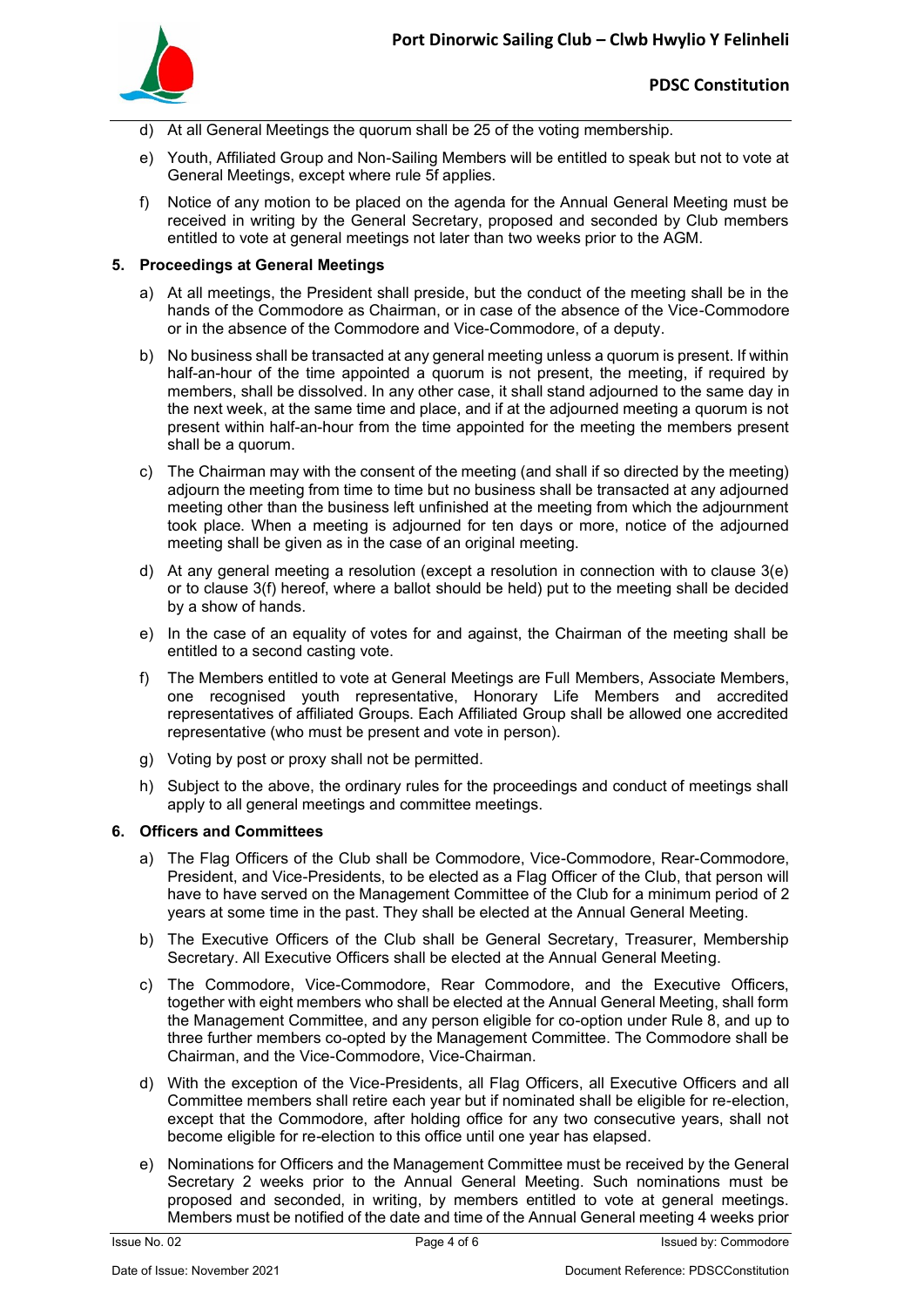d) At all General Meetings the quorum shall be 25 of the voting membership.

e) Youth, Affiliated Group and Non-Sailing Members will be entitled to speak but not to vote at General Meetings, except where rule 5f applies.

f) Notice of any motion to be placed on the agenda for the Annual General Meeting must be received in writing by the General Secretary, proposed and seconded by Club members entitled to vote at general meetings not later than two weeks prior to the AGM.

## 5. Proceedings at General Meetings

a) At all meetings, the President shall preside, but the conduct of the meeting shall be in the hands of the Commodore as Chairman, or in case of the absence of the Vice-Commodore or in the absence of the Commodore and Vice-Commodore, of a deputy.

b) No business shall be transacted at any general meeting unless a quorum is present. If within half-an-hour of the time appointed a quorum is not present, the meeting, if required by members, shall be dissolved. In any other case, it shall stand adjourned to the same day in the next week, at the same time and place, and if at the adjourned meeting a quorum is not present within half-an-hour from the time appointed for the meeting the members present shall be a quorum.

c) The Chairman may with the consent of the meeting (and shall if so directed by the meeting) adjourn the meeting from time to time but no business shall be transacted at any adjourned meeting other than the business left unfinished at the meeting from which the adjournment took place. When a meeting is adjourned for ten days or more, notice of the adjourned meeting shall be given as in the case of an original meeting.

d) At any general meeting a resolution (except a resolution in connection with to clause 3(e) or to clause 3(f) hereof, where a ballot should be held) put to the meeting shall be decided by a show of hands.

e) In the case of an equality of votes for and against, the Chairman of the meeting shall be entitled to a second casting vote.

f) The Members entitled to vote at General Meetings are Full Members, Associate Members, one recognised youth representative, Honorary Life Members and accredited representatives of affiliated Groups. Each Affiliated Group shall be allowed one accredited representative (who must be present and vote in person).

g) Voting by post or proxy shall not be permitted.

h) Subject to the above, the ordinary rules for the proceedings and conduct of meetings shall apply to all general meetings and committee meetings.

## 6. Officers and Committees

a) The Flag Officers of the Club shall be Commodore, Vice-Commodore, Rear-Commodore, President, and Vice-Presidents, to be elected as a Flag Officer of the Club, that person will have to have served on the Management Committee of the Club for a minimum period of 2 years at some time in the past. They shall be elected at the Annual General Meeting.

b) The Executive Officers of the Club shall be General Secretary, Treasurer, Membership Secretary. All Executive Officers shall be elected at the Annual General Meeting.

c) The Commodore, Vice-Commodore, Rear Commodore, and the Executive Officers, together with eight members who shall be elected at the Annual General Meeting, shall form the Management Committee, and any person eligible for co-option under Rule 8, and up to three further members co-opted by the Management Committee. The Commodore shall be Chairman, and the Vice-Commodore, Vice-Chairman.

d) With the exception of the Vice-Presidents, all Flag Officers, all Executive Officers and all Committee members shall retire each year but if nominated shall be eligible for re-election, except that the Commodore, after holding office for any two consecutive years, shall not become eligible for re-election to this office until one year has elapsed.

e) Nominations for Officers and the Management Committee must be received by the General Secretary 2 weeks prior to the Annual General Meeting. Such nominations must be proposed and seconded, in writing, by members entitled to vote at general meetings. Members must be notified of the date and time of the Annual General meeting 4 weeks prior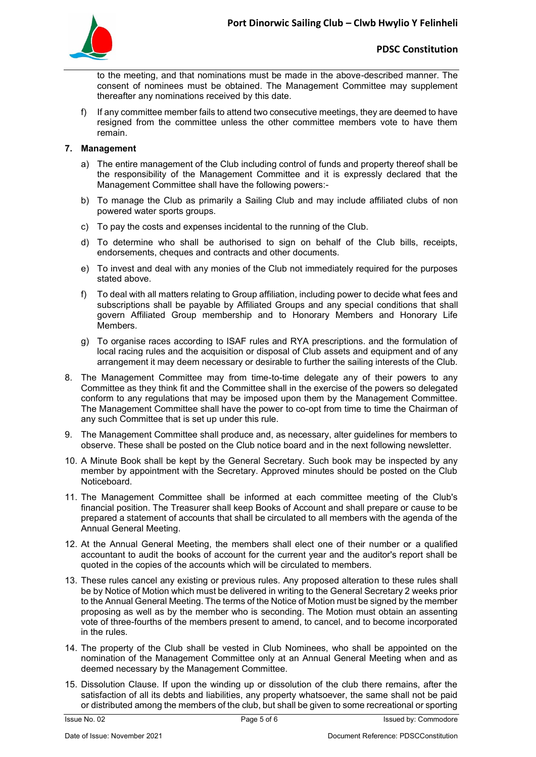to the meeting, and that nominations must be made in the above-described manner. The consent of nominees must be obtained. The Management Committee may supplement thereafter any nominations received by this date.

f) If any committee member fails to attend two consecutive meetings, they are deemed to have resigned from the committee unless the other committee members vote to have them remain.

**7. Management**

a) The entire management of the Club including control of funds and property thereof shall be the responsibility of the Management Committee and it is expressly declared that the Management Committee shall have the following powers:-

b) To manage the Club as primarily a Sailing Club and may include affiliated clubs of non powered water sports groups.

c) To pay the costs and expenses incidental to the running of the Club.

d) To determine who shall be authorised to sign on behalf of the Club bills, receipts, endorsements, cheques and contracts and other documents.

e) To invest and deal with any monies of the Club not immediately required for the purposes stated above.

f) To deal with all matters relating to Group affiliation, including power to decide what fees and subscriptions shall be payable by Affiliated Groups and any special conditions that shall govern Affiliated Group membership and to Honorary Members and Honorary Life Members.

g) To organise races according to ISAF rules and RYA prescriptions. and the formulation of local racing rules and the acquisition or disposal of Club assets and equipment and of any arrangement it may deem necessary or desirable to further the sailing interests of the Club.

8. The Management Committee may from time-to-time delegate any of their powers to any Committee as they think fit and the Committee shall in the exercise of the powers so delegated conform to any regulations that may be imposed upon them by the Management Committee. The Management Committee shall have the power to co-opt from time to time the Chairman of any such Committee that is set up under this rule.

9. The Management Committee shall produce and, as necessary, alter guidelines for members to observe. These shall be posted on the Club notice board and in the next following newsletter.

10. A Minute Book shall be kept by the General Secretary. Such book may be inspected by any member by appointment with the Secretary. Approved minutes should be posted on the Club Noticeboard.

11. The Management Committee shall be informed at each committee meeting of the Club's financial position. The Treasurer shall keep Books of Account and shall prepare or cause to be prepared a statement of accounts that shall be circulated to all members with the agenda of the Annual General Meeting.

12. At the Annual General Meeting, the members shall elect one of their number or a qualified accountant to audit the books of account for the current year and the auditor's report shall be quoted in the copies of the accounts which will be circulated to members.

13. These rules cancel any existing or previous rules. Any proposed alteration to these rules shall be by Notice of Motion which must be delivered in writing to the General Secretary 2 weeks prior to the Annual General Meeting. The terms of the Notice of Motion must be signed by the member proposing as well as by the member who is seconding. The Motion must obtain an assenting vote of three-fourths of the members present to amend, to cancel, and to become incorporated in the rules.

14. The property of the Club shall be vested in Club Nominees, who shall be appointed on the nomination of the Management Committee only at an Annual General Meeting when and as deemed necessary by the Management Committee.

15. Dissolution Clause. If upon the winding up or dissolution of the club there remains, after the satisfaction of all its debts and liabilities, any property whatsoever, the same shall not be paid or distributed among the members of the club, but shall be given to some recreational or sporting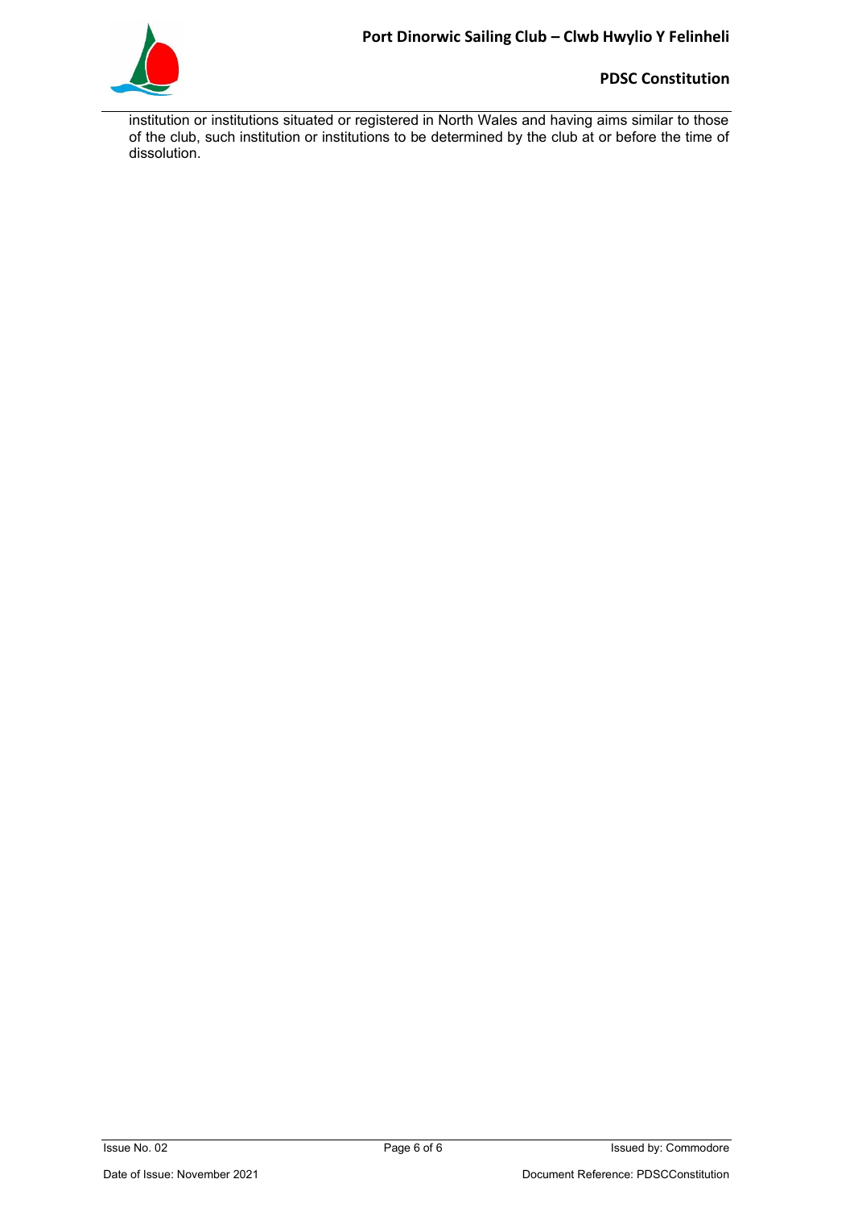institution or institutions situated or registered in North Wales and having aims similar to those of the club, such institution or institutions to be determined by the club at or before the time of dissolution.